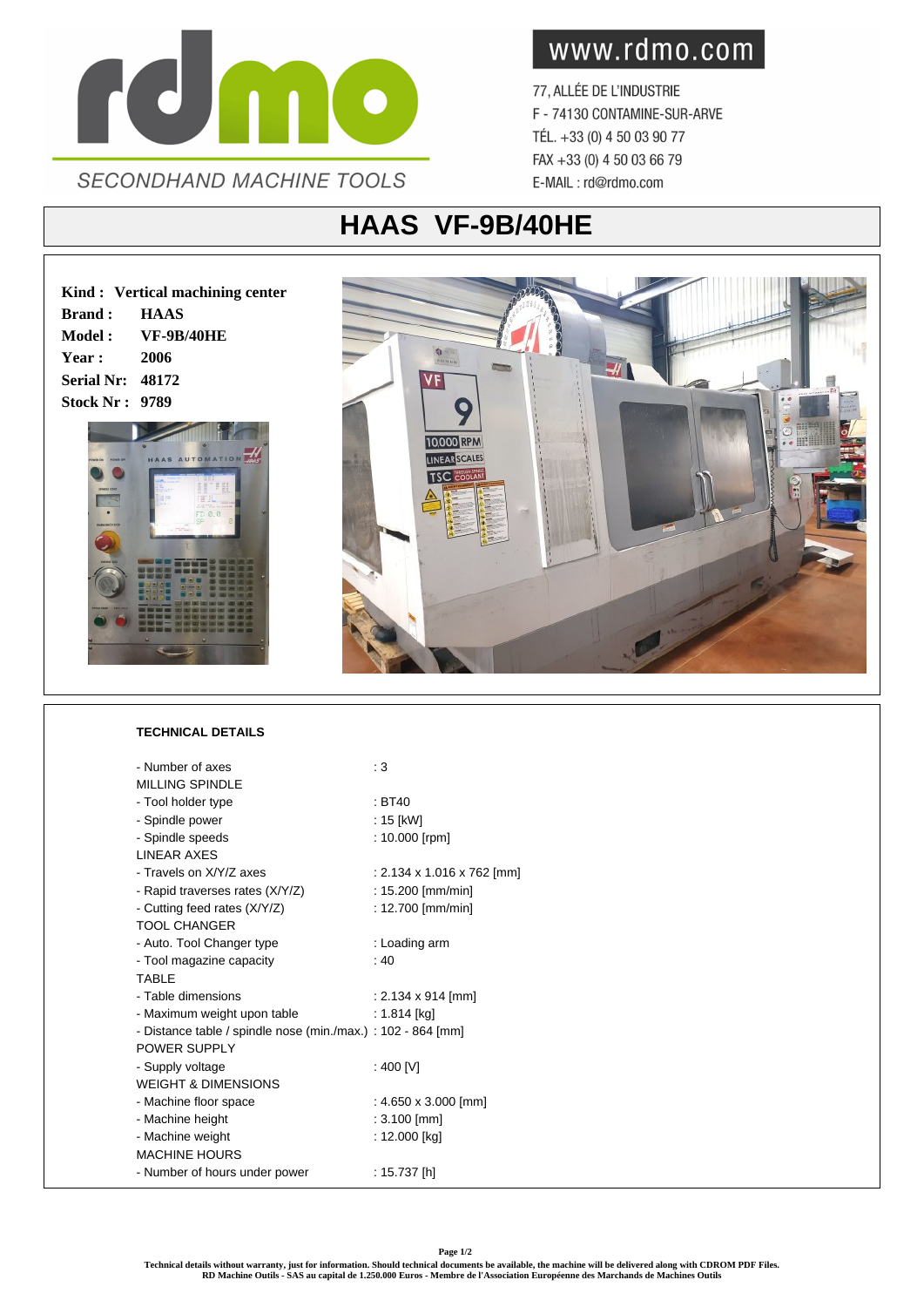www.rdmo.com

77, ALLÉE DE L'INDUSTRIE
F - 74130 CONTAMINE-SUR-ARVE
TÉL. +33 (0) 4 50 03 90 77
FAX +33 (0) 4 50 03 66 79
E-MAIL : rd@rdmo.com

SECONDHAND MACHINE TOOLS

# HAAS VF-9B/40HE

**Kind : Vertical machining center**
**Brand : HAAS**
**Model : VF-9B/40HE**
**Year : 2006**
**Serial Nr: 48172**
**Stock Nr : 9789**

### TECHNICAL DETAILS

| | |
|---|---|
| - Number of axes | : 3 |
| MILLING SPINDLE | |
| - Tool holder type | : BT40 |
| - Spindle power | : 15 [kW] |
| - Spindle speeds | : 10.000 [rpm] |
| LINEAR AXES | |
| - Travels on X/Y/Z axes | : 2.134 x 1.016 x 762 [mm] |
| - Rapid traverses rates (X/Y/Z) | : 15.200 [mm/min] |
| - Cutting feed rates (X/Y/Z) | : 12.700 [mm/min] |
| TOOL CHANGER | |
| - Auto. Tool Changer type | : Loading arm |
| - Tool magazine capacity | : 40 |
| TABLE | |
| - Table dimensions | : 2.134 x 914 [mm] |
| - Maximum weight upon table | : 1.814 [kg] |
| - Distance table / spindle nose (min./max.) | : 102 - 864 [mm] |
| POWER SUPPLY | |
| - Supply voltage | : 400 [V] |
| WEIGHT & DIMENSIONS | |
| - Machine floor space | : 4.650 x 3.000 [mm] |
| - Machine height | : 3.100 [mm] |
| - Machine weight | : 12.000 [kg] |
| MACHINE HOURS | |
| - Number of hours under power | : 15.737 [h] |

**Technical details without warranty, just for information. Should technical documents be available, the machine will be delivered along with CDROM PDF Files.**
**RD Machine Outils - SAS au capital de 1.250.000 Euros - Membre de l'Association Européenne des Marchands de Machines Outils**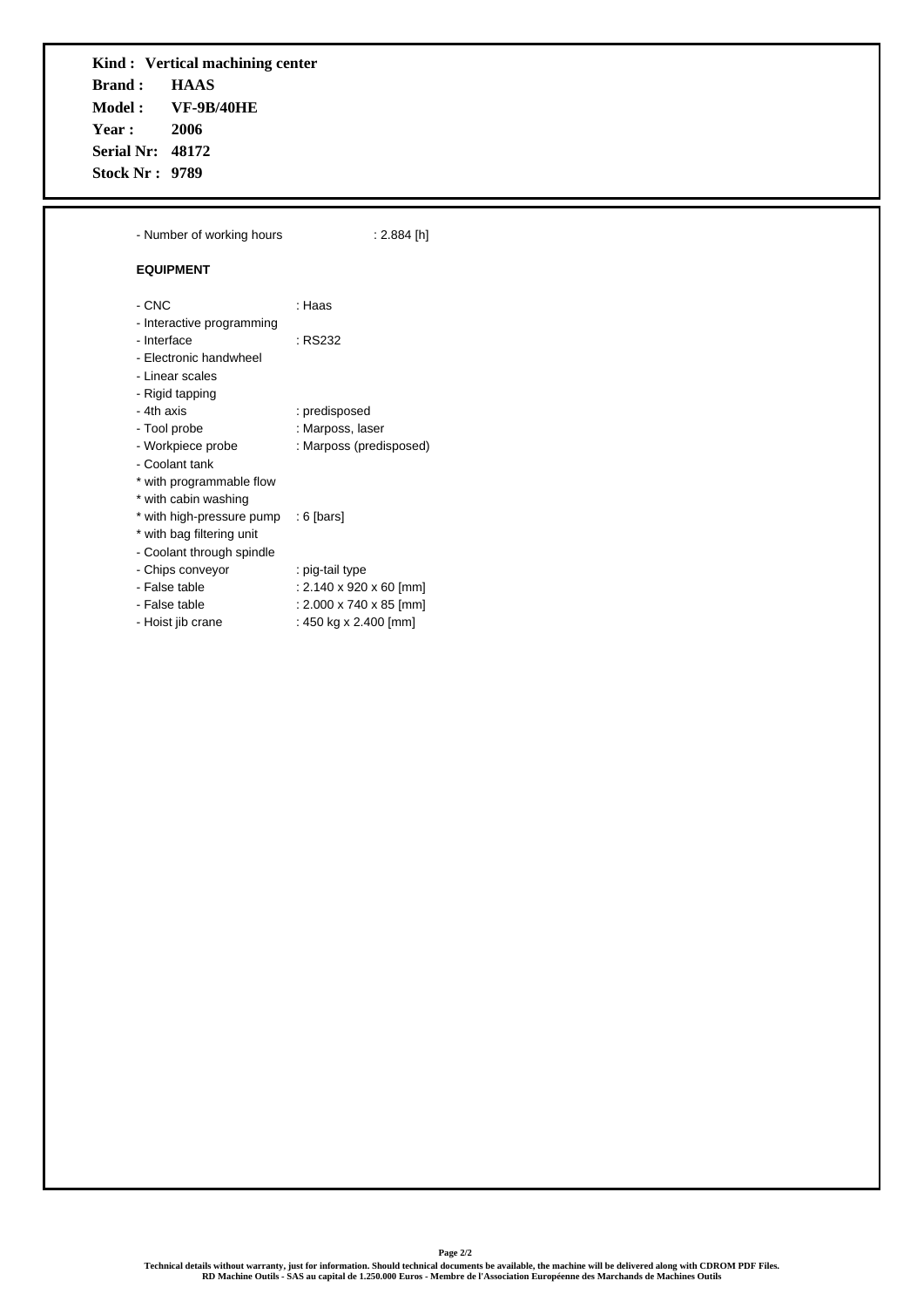**Kind : Vertical machining center**
**Brand : HAAS**
**Model : VF-9B/40HE**
**Year : 2006**
**Serial Nr: 48172**
**Stock Nr : 9789**

- Number of working hours : 2.884 [h]

**EQUIPMENT**

| | |
|---|---|
| - CNC | : Haas |
| - Interactive programming | |
| - Interface | : RS232 |
| - Electronic handwheel | |
| - Linear scales | |
| - Rigid tapping | |
| - 4th axis | : predisposed |
| - Tool probe | : Marposs, laser |
| - Workpiece probe | : Marposs (predisposed) |
| - Coolant tank | |
| * with programmable flow | |
| * with cabin washing | |
| * with high-pressure pump | : 6 [bars] |
| * with bag filtering unit | |
| - Coolant through spindle | |
| - Chips conveyor | : pig-tail type |
| - False table | : 2.140 x 920 x 60 [mm] |
| - False table | : 2.000 x 740 x 85 [mm] |
| - Hoist jib crane | : 450 kg x 2.400 [mm] |

Technical details without warranty, just for information. Should technical documents be available, the machine will be delivered along with CDROM PDF Files.
RD Machine Outils - SAS au capital de 1.250.000 Euros - Membre de l'Association Européenne des Marchands de Machines Outils